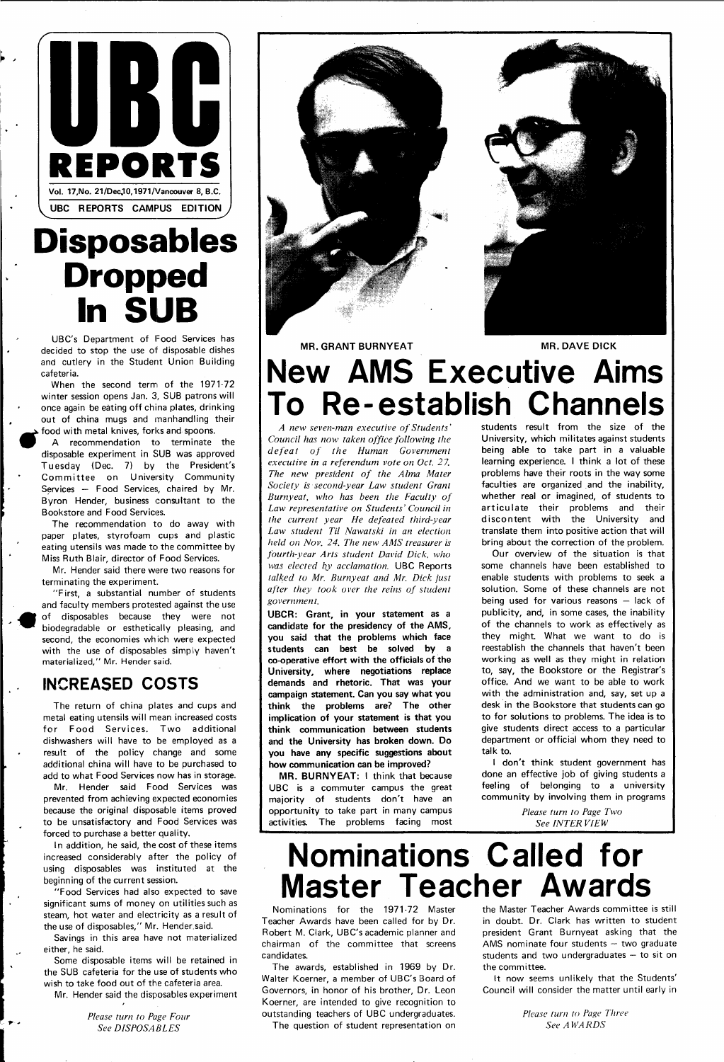# UBC REPORTS

Vol. 17, No. 21/Dec. 10, 1971/Vancouver 8, B.C.

UBC REPORTS CAMPUS EDITION

# Disposables Dropped In SUB

UBC's Department of Food Services has decided to stop the use of disposable dishes and cutlery in the Student Union Building cafeteria.

When the second term of the 1971-72 winter session opens Jan. 3, SUB patrons will once again be eating off china plates, drinking out of china mugs and manhandling their food with metal knives, forks and spoons.

A recommendation to terminate the disposable experiment in SUB was approved Tuesday (Dec. 7) by the President's Committee on University Community Services – Food Services, chaired by Mr. Byron Hender, business consultant to the Bookstore and Food Services.

The recommendation to do away with paper plates, styrofoam cups and plastic eating utensils was made to the committee by Miss Ruth Blair, director of Food Services.

Mr. Hender said there were two reasons for terminating the experiment.

"First, a substantial number of students and faculty members protested against the use of disposables because they were not biodegradable or esthetically pleasing, and second, the economies which were expected with the use of disposables simply haven't materialized," Mr. Hender said.

## INCREASED COSTS

The return of china plates and cups and metal eating utensils will mean increased costs for Food Services. Two additional dishwashers will have to be employed as a result of the policy change and some additional china will have to be purchased to add to what Food Services now has in storage.

Mr. Hender said Food Services was prevented from achieving expected economies because the original disposable items proved to be unsatisfactory and Food Services was forced to purchase a better quality.

In addition, he said, the cost of these items increased considerably after the policy of using disposables was instituted at the beginning of the current session.

"Food Services had also expected to save significant sums of money on utilities such as steam, hot water and electricity as a result of the use of disposables," Mr. Hender said.

Savings in this area have not materialized either, he said.

Some disposable items will be retained in the SUB cafeteria for the use of students who wish to take food out of the cafeteria area.

Mr. Hender said the disposables experiment

*Please turn to Page Four*
*See DISPOSABLES*

MR. GRANT BURNYEAT

MR. DAVE DICK

# New AMS Executive Aims To Re-establish Channels

*A new seven-man executive of Students' Council has now taken office following the defeat of the Human Government executive in a referendum vote on Oct. 27. The new president of the Alma Mater Society is second-year Law student Grant Burnyeat, who has been the Faculty of Law representative on Students' Council in the current year. He defeated third-year Law student Til Nawatski in an election held on Nov. 24. The new AMS treasurer is fourth-year Arts student David Dick, who was elected by acclamation. UBC Reports talked to Mr. Burnyeat and Mr. Dick just after they took over the reins of student government.*

**UBCR: Grant, in your statement as a candidate for the presidency of the AMS, you said that the problems which face students can best be solved by a co-operative effort with the officials of the University, where negotiations replace demands and rhetoric. That was your campaign statement. Can you say what you think the problems are? The other implication of your statement is that you think communication between students and the University has broken down. Do you have any specific suggestions about how communication can be improved?**

**MR. BURNYEAT:** I think that because UBC is a commuter campus the great majority of students don't have an opportunity to take part in many campus activities. The problems facing most students result from the size of the University, which militates against students being able to take part in a valuable learning experience. I think a lot of these problems have their roots in the way some faculties are organized and the inability, whether real or imagined, of students to articulate their problems and their discontent with the University and translate them into positive action that will bring about the correction of the problem.

Our overview of the situation is that some channels have been established to enable students with problems to seek a solution. Some of these channels are not being used for various reasons – lack of publicity, and, in some cases, the inability of the channels to work as effectively as they might. What we want to do is reestablish the channels that haven't been working as well as they might in relation to, say, the Bookstore or the Registrar's office. And we want to be able to work with the administration and, say, set up a desk in the Bookstore that students can go to for solutions to problems. The idea is to give students direct access to a particular department or official whom they need to talk to.

I don't think student government has done an effective job of giving students a feeling of belonging to a university community by involving them in programs

*Please turn to Page Two*
*See INTERVIEW*

# Nominations Called for Master Teacher Awards

Nominations for the 1971-72 Master Teacher Awards have been called for by Dr. Robert M. Clark, UBC's academic planner and chairman of the committee that screens candidates.

The awards, established in 1969 by Dr. Walter Koerner, a member of UBC's Board of Governors, in honor of his brother, Dr. Leon Koerner, are intended to give recognition to outstanding teachers of UBC undergraduates.

The question of student representation on the Master Teacher Awards committee is still in doubt. Dr. Clark has written to student president Grant Burnyeat asking that the AMS nominate four students – two graduate students and two undergraduates – to sit on the committee.

It now seems unlikely that the Students' Council will consider the matter until early in

*Please turn to Page Three*
*See AWARDS*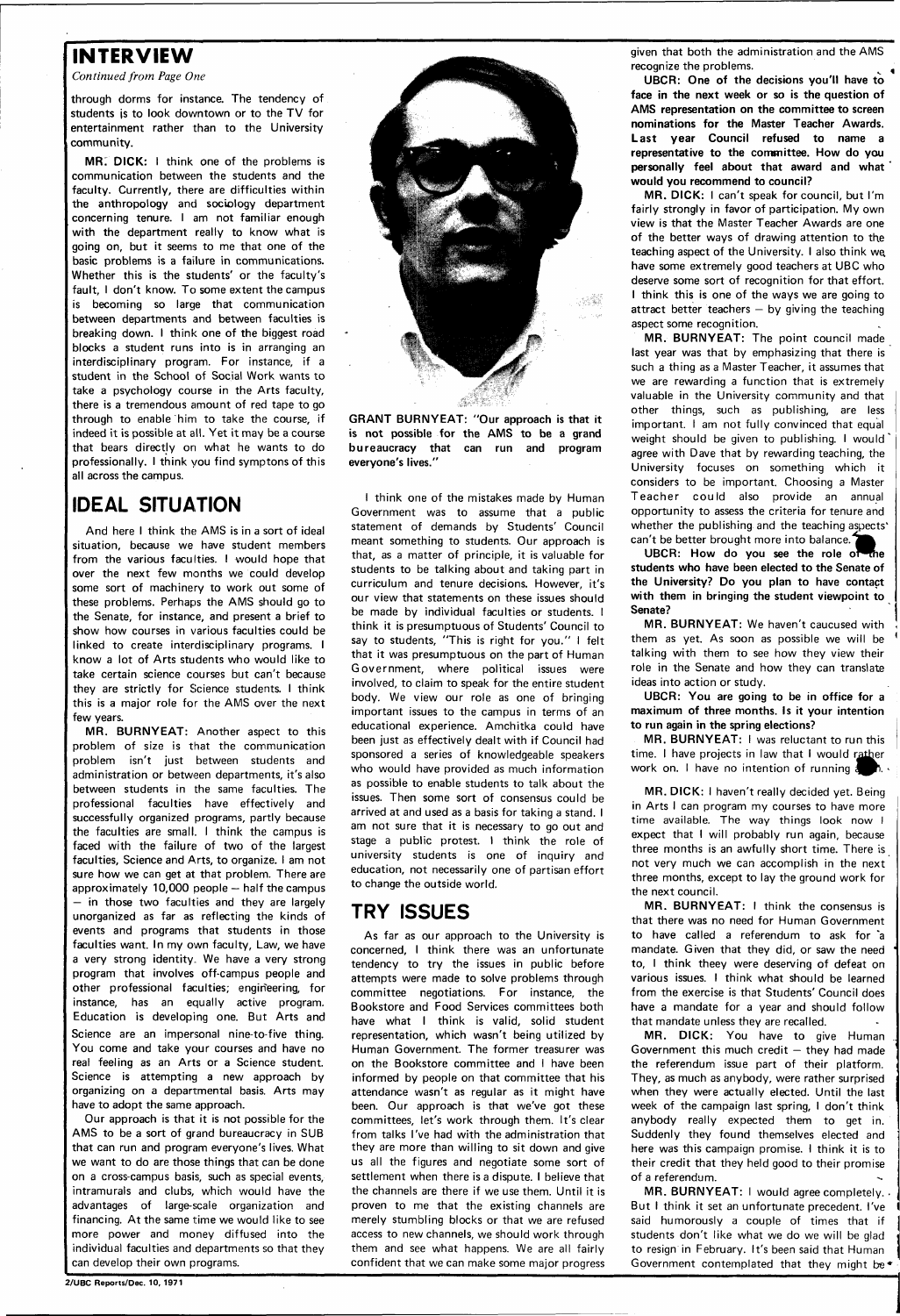## INTERVIEW

*Continued from Page One*

through dorms for instance. The tendency of students is to look downtown or to the TV for entertainment rather than to the University community.

**MR. DICK:** I think one of the problems is communication between the students and the faculty. Currently, there are difficulties within the anthropology and sociology department concerning tenure. I am not familiar enough with the department really to know what is going on, but it seems to me that one of the basic problems is a failure in communications. Whether this is the students' or the faculty's fault, I don't know. To some extent the campus is becoming so large that communication between departments and between faculties is breaking down. I think one of the biggest road blocks a student runs into is in arranging an interdisciplinary program. For instance, if a student in the School of Social Work wants to take a psychology course in the Arts faculty, there is a tremendous amount of red tape to go through to enable him to take the course, if indeed it is possible at all. Yet it may be a course that bears directly on what he wants to do professionally. I think you find symptons of this all across the campus.

## IDEAL SITUATION

And here I think the AMS is in a sort of ideal situation, because we have student members from the various faculties. I would hope that over the next few months we could develop some sort of machinery to work out some of these problems. Perhaps the AMS should go to the Senate, for instance, and present a brief to show how courses in various faculties could be linked to create interdisciplinary programs. I know a lot of Arts students who would like to take certain science courses but can't because they are strictly for Science students. I think this is a major role for the AMS over the next few years.

**MR. BURNYEAT:** Another aspect to this problem of size is that the communication problem isn't just between students and administration or between departments, it's also between students in the same faculties. The professional faculties have effectively and successfully organized programs, partly because the faculties are small. I think the campus is faced with the failure of two of the largest faculties, Science and Arts, to organize. I am not sure how we can get at that problem. There are approximately 10,000 people – half the campus – in those two faculties and they are largely unorganized as far as reflecting the kinds of events and programs that students in those faculties want. In my own faculty, Law, we have a very strong identity. We have a very strong program that involves off-campus people and other professional faculties; engineering, for instance, has an equally active program. Education is developing one. But Arts and Science are an impersonal nine-to-five thing. You come and take your courses and have no real feeling as an Arts or a Science student. Science is attempting a new approach by organizing on a departmental basis. Arts may have to adopt the same approach.

Our approach is that it is not possible for the AMS to be a sort of grand bureaucracy in SUB that can run and program everyone's lives. What we want to do are those things that can be done on a cross-campus basis, such as special events, intramurals and clubs, which would have the advantages of large-scale organization and financing. At the same time we would like to see more power and money diffused into the individual faculties and departments so that they can develop their own programs.

**GRANT BURNYEAT: "Our approach is that it is not possible for the AMS to be a grand bureaucracy that can run and program everyone's lives."**

I think one of the mistakes made by Human Government was to assume that a public statement of demands by Students' Council meant something to students. Our approach is that, as a matter of principle, it is valuable for students to be talking about and taking part in curriculum and tenure decisions. However, it's our view that statements on these issues should be made by individual faculties or students. I think it is presumptuous of Students' Council to say to students, "This is right for you." I felt that it was presumptuous on the part of Human Government, where political issues were involved, to claim to speak for the entire student body. We view our role as one of bringing important issues to the campus in terms of an educational experience. Amchitka could have been just as effectively dealt with if Council had sponsored a series of knowledgeable speakers who would have provided as much information as possible to enable students to talk about the issues. Then some sort of consensus could be arrived at and used as a basis for taking a stand. I am not sure that it is necessary to go out and stage a public protest. I think the role of university students is one of inquiry and education, not necessarily one of partisan effort to change the outside world.

## TRY ISSUES

As far as our approach to the University is concerned, I think there was an unfortunate tendency to try the issues in public before attempts were made to solve problems through committee negotiations. For instance, the Bookstore and Food Services committees both have what I think is valid, solid student representation, which wasn't being utilized by Human Government. The former treasurer was on the Bookstore committee and I have been informed by people on that committee that his attendance wasn't as regular as it might have been. Our approach is that we've got these committees, let's work through them. It's clear from talks I've had with the administration that they are more than willing to sit down and give us all the figures and negotiate some sort of settlement when there is a dispute. I believe that the channels are there if we use them. Until it is proven to me that the existing channels are merely stumbling blocks or that we are refused access to new channels, we should work through them and see what happens. We are all fairly confident that we can make some major progress given that both the administration and the AMS recognize the problems.

**UBCR: One of the decisions you'll have to face in the next week or so is the question of AMS representation on the committee to screen nominations for the Master Teacher Awards. Last year Council refused to name a representative to the committee. How do you personally feel about that award and what would you recommend to council?**

**MR. DICK:** I can't speak for council, but I'm fairly strongly in favor of participation. My own view is that the Master Teacher Awards are one of the better ways of drawing attention to the teaching aspect of the University. I also think we have some extremely good teachers at UBC who deserve some sort of recognition for that effort. I think this is one of the ways we are going to attract better teachers – by giving the teaching aspect some recognition.

**MR. BURNYEAT:** The point council made last year was that by emphasizing that there is such a thing as a Master Teacher, it assumes that we are rewarding a function that is extremely valuable in the University community and that other things, such as publishing, are less important. I am not fully convinced that equal weight should be given to publishing. I would agree with Dave that by rewarding teaching, the University focuses on something which it considers to be important. Choosing a Master Teacher could also provide an annual opportunity to assess the criteria for tenure and whether the publishing and the teaching aspects can't be better brought more into balance.

**UBCR: How do you see the role of the students who have been elected to the Senate of the University? Do you plan to have contact with them in bringing the student viewpoint to Senate?**

**MR. BURNYEAT:** We haven't caucused with them as yet. As soon as possible we will be talking with them to see how they view their role in the Senate and how they can translate ideas into action or study.

**UBCR: You are going to be in office for a maximum of three months. Is it your intention to run again in the spring elections?**

**MR. BURNYEAT:** I was reluctant to run this time. I have projects in law that I would rather work on. I have no intention of running again.

**MR. DICK:** I haven't really decided yet. Being in Arts I can program my courses to have more time available. The way things look now I expect that I will probably run again, because three months is an awfully short time. There is not very much we can accomplish in the next three months, except to lay the ground work for the next council.

**MR. BURNYEAT:** I think the consensus is that there was no need for Human Government to have called a referendum to ask for a mandate. Given that they did, or saw the need to, I think they were deserving of defeat on various issues. I think what should be learned from the exercise is that Students' Council does have a mandate for a year and should follow that mandate unless they are recalled.

**MR. DICK:** You have to give Human Government this much credit – they had made the referendum issue part of their platform. They, as much as anybody, were rather surprised when they were actually elected. Until the last week of the campaign last spring, I don't think anybody really expected them to get in. Suddenly they found themselves elected and here was this campaign promise. I think it is to their credit that they held good to their promise of a referendum.

**MR. BURNYEAT:** I would agree completely. But I think it set an unfortunate precedent. I've said humorously a couple of times that if students don't like what we do we will be glad to resign in February. It's been said that Human Government contemplated that they might be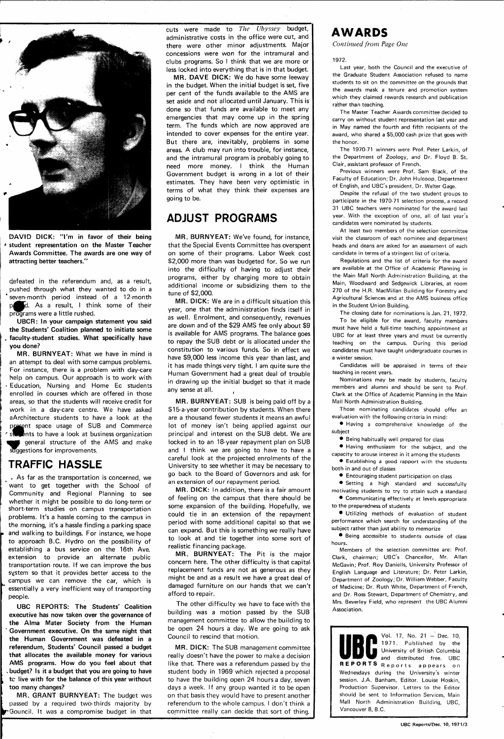DAVID DICK: "I'm in favor of their being student representation on the Master Teacher Awards Committee. The awards are one way of attracting better teachers."

defeated in the referendum and, as a result, pushed through what they wanted to do in a seven-month period instead of a 12-month period. As a result, I think some of their programs were a little rushed.

**UBCR: In your campaign statement you said the Students' Coalition planned to initiate some faculty-student studies. What specifically have you done?**

MR. BURNYEAT: What we have in mind is an attempt to deal with some campus problems. For instance, there is a problem with day-care help on campus. Our approach is to work with Education, Nursing and Home Ec students enrolled in courses which are offered in those areas, so that the students will receive credit for work in a day-care centre. We have asked aArchitecture students to have a look at the present space usage of SUB and Commerce students to have a look at business organization and general structure of the AMS and make suggestions for improvements.

## TRAFFIC HASSLE

As far as the transportation is concerned, we want to get together with the School of Community and Regional Planning to see whether it might be possible to do long-term or short-term studies on campus transportation problems. It's a hassle coming to the campus in the morning, it's a hassle finding a parking space and walking to buildings. For instance, we hope to approach B.C. Hydro on the possibility of establishing a bus service on the 16th Ave. extension to provide an alternate public transportation route. If we can improve the bus system so that it provides better access to the campus we can remove the car, which is essentially a very inefficient way of transporting people.

**UBC REPORTS: The Students' Coalition executive has now taken over the governance of the Alma Mater Society from the Human Government executive. On the same night that the Human Government was defeated in a referendum, Students' Council passed a budget that allocates the available money for various AMS programs. How do you feel about that budget? Is it a budget that you are going to have to live with for the balance of this year without too many changes?**

MR. GRANT BURNYEAT: The budget was passed by a required two-thirds majority by Council. It was a compromise budget in that cuts were made to *The Ubyssey* budget, administrative costs in the office were cut, and there were other minor adjustments. Major concessions were won for the intramural and clubs programs. So I think that we are more or less locked into everything that is in that budget.

MR. DAVE DICK: We do have some leeway in the budget. When the initial budget is set, five per cent of the funds available to the AMS are set aside and not allocated until January. This is done so that funds are available to meet any emergencies that may come up in the spring term. The funds which are now approved are intended to cover expenses for the entire year. But there are, inevitably, problems in some areas. A club may run into trouble, for instance, and the intramural program is probably going to need more money. I think the Human Government budget is wrong in a lot of their estimates. They have been very optimistic in terms of what they think their expenses are going to be.

## ADJUST PROGRAMS

MR. BURNYEAT: We've found, for instance, that the Special Events Committee has overspent on some of their programs. Labor Week cost $2,000 more than was budgeted for. So we run into the difficulty of having to adjust their programs, either by charging more to obtain additional income or subsidizing them to the tune of $2,000.

MR. DICK: We are in a difficult situation this year, one that the administration finds itself in as well. Enrolment, and consequently, revenues are down and of the $29 AMS fee only about $9 is available for AMS programs. The balance goes to repay the SUB debt or is allocated under the constitution to various funds. So in effect we have $9,000 less income this year than last, and it has made things very tight. I am quite sure the Human Government had a great deal of trouble in drawing up the initial budget so that it made any sense at all.

MR. BURNYEAT: SUB is being paid off by a $15-a-year contribution by students. When there are a thousand fewer students it means an awful lot of money isn't being applied against our principal and interest on the SUB debt. We are locked in to an 18-year repayment plan on SUB and I think we are going to have to have a careful look at the projected enrolments of the University to see whether it may be necessary to go back to the Board of Governors and ask for an extension of our repayment period.

MR. DICK: In addition, there is a fair amount of feeling on the campus that there should be some expansion of the building. Hopefully, we could tie in an extension of the repayment period with some additional capital so that we can expand. But this is something we really have to look at and tie together into some sort of realistic financing package.

MR. BURNYEAT: The Pit is the major concern here. The other difficulty is that capital replacement funds are not as generous as they might be and as a result we have a great deal of damaged furniture on our hands that we can't afford to repair.

The other difficulty we have to face with the building was a motion passed by the SUB management committee to allow the building to be open 24 hours a day. We are going to ask Council to rescind that motion.

MR. DICK: The SUB management committee really doesn't have the power to make a decision like that. There was a referendum passed by the student body in 1969 which rejected a proposal to have the building open 24 hours a day, seven days a week. If any group wanted it to be open on that basis they would have to present another referendum to the whole campus. I don't think a committee really can decide that sort of thing.

## AWARDS

*Continued from Page One*

1972.

Last year, both the Council and the executive of the Graduate Student Association refused to name students to sit on the committee on the grounds that the awards mask a tenure and promotion system which they claimed rewards research and publication rather than teaching.

The Master Teacher Awards committee decided to carry on without student representation last year and in May named the fourth and fifth recipients of the award, who shared a $5,000 cash prize that goes with the honor.

The 1970-71 winners were Prof. Peter Larkin, of the Department of Zoology, and Dr. Floyd B. St. Clair, assistant professor of French.

Previous winners were Prof. Sam Black, of the Faculty of Education; Dr. John Hulcoop, Department of English, and UBC's president, Dr. Walter Gage.

Despite the refusal of the two student groups to participate in the 1970-71 selection process, a record 31 UBC teachers were nominated for the award last year. With the exception of one, all of last year's candidates were nominated by students.

At least two members of the selection committee visit the classroom of each nominee and department heads and deans are asked for an assessment of each candidate in terms of a stringent list of criteria.

Regulations and the list of criteria for the award are available at the Office of Academic Planning in the Main Mall North Administration Building, at the Main, Woodward and Sedgewick Libraries, at room 270 of the H.R. MacMillan Building for Forestry and Agricultural Sciences and at the AMS business office in the Student Union Building.

The closing date for nominations is Jan. 21, 1972.

To be eligible for the award, faculty members must have held a full-time teaching appointment at UBC for at least three years and must be currently teaching on the campus. During this period candidates must have taught undergraduate courses in a winter session.

Candidates will be appraised in terms of their teaching in recent years.

Nominations may be made by students, faculty members and alumni and should be sent to Prof. Clark at the Office of Academic Planning in the Main Mall North Administration Building.

Those nominating candidates should offer an evaluation with the following criteria in mind:

- Having a comprehensive knowledge of the subject
- Being habitually well prepared for class
- Having enthusiasm for the subject, and the capacity to arouse interest in it among the students
- Establishing a good rapport with the students both in and out of classes
- Encouraging student participation on class
- Setting a high standard and successfully motivating students to try to attain such a standard
- Communicating effectively at levels appropriate to the preparedness of students
- Utilizing methods of evaluation of student performance which search for understanding of the subject rather than just ability to memorize
- Being accessible to students outside of class hours.

Members of the selection committee are: Prof. Clark, chairman; UBC's Chancellor, Mr. Allan McGavin; Prof. Roy Daniells, University Professor of English Language and Literature; Dr. Peter Larkin, Department of Zoology; Dr. William Webber, Faculty of Medicine; Dr. Ruth White, Department of French, and Dr. Ross Stewart, Department of Chemistry, and Mrs. Beverley Field, who represent the UBC Alumni Association.

**UBC REPORTS** Vol. 17, No. 21 – Dec. 10, 1971. Published by the University of British Columbia and distributed free. UBC Reports appears on Wednesdays during the University's winter session. J.A. Banham, Editor. Louise Hoskin, Production Supervisor. Letters to the Editor should be sent to Information Services, Main Mall North Administration Building, UBC, Vancouver 8, B.C.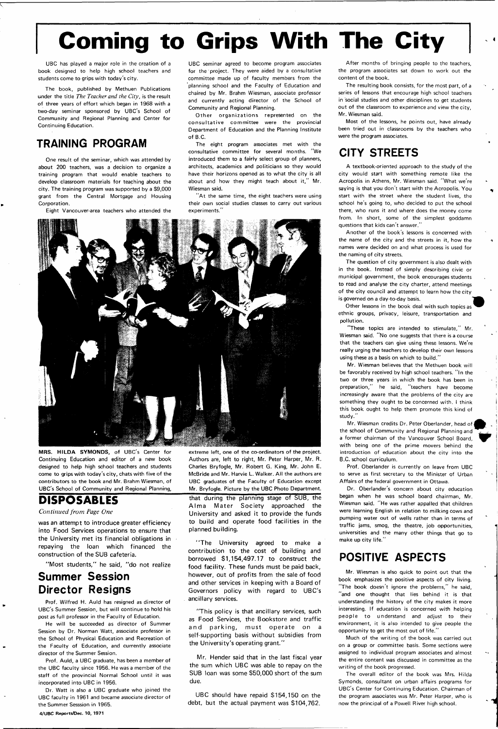# Coming to Grips With The City

UBC has played a major role in the creation of a book designed to help high school teachers and students come to grips with today's city.

The book, published by Methuen Publications under the title *The Teacher and the City*, is the result of three years of effort which began in 1968 with a two-day seminar sponsored by UBC's School of Community and Regional Planning and Center for Continuing Education.

## TRAINING PROGRAM

One result of the seminar, which was attended by about 200 teachers, was a decision to organize a training program that would enable teachers to develop classroom materials for teaching about the city. The training program was supported by a $9,000 grant from the Central Mortgage and Housing Corporation.

Eight Vancouver-area teachers who attended the UBC seminar agreed to become program associates for the project. They were aided by a consultative committee made up of faculty members from the planning school and the Faculty of Education and chaired by Mr. Brahm Wiesman, associate professor and currently acting director of the School of Community and Regional Planning.

Other organizations represented on the consultative committee were the provincial Department of Education and the Planning Institute of B.C.

The eight program associates met with the consultative committee for several months. "We introduced them to a fairly select group of planners, architects, academics and politicians so they would have their horizons opened as to what the city is all about and how they might teach about it," Mr. Wiesman said.

"At the same time, the eight teachers were using their own social studies classes to carry out various experiments."

**MRS. HILDA SYMONDS**, of UBC's Center for Continuing Education and editor of a new book designed to help high school teachers and students come to grips with today's city, chats with five of the contributors to the book and Mr. Brahm Wiesman, of UBC's School of Community and Regional Planning, extreme left, one of the co-ordinators of the project. Authors are, left to right, Mr. Peter Harper, Mr. R. Charles Bryfogle, Mr. Robert G. King, Mr. John E. McBride and Mr. Harvie L. Walker. All the authors are UBC graduates of the Faculty of Education except Mr. Bryfogle. Picture by the UBC Photo Department.

After months of bringing people to the teachers, the program associates sat down to work out the content of the book.

The resulting book consists, for the most part, of a series of lessons that encourage high school teachers in social studies and other disciplines to get students out of the classroom to experience and view the city, Mr. Wiesman said.

Most of the lessons, he points out, have already been tried out in classrooms by the teachers who were the program associates.

## CITY STREETS

A textbook-oriented approach to the study of the city would start with something remote like the Acropolis in Athens, Mr. Wiesman said. "What we're saying is that you don't start with the Acropolis. You start with the street where the student lives, the school he's going to, who decided to put the school there, who runs it and where does the money come from. In short, some of the simplest goddamn questions that kids can't answer."

Another of the book's lessons is concerned with the name of the city and the streets in it, how the names were decided on and what process is used for the naming of city streets.

The question of city government is also dealt with in the book. Instead of simply describing civic or municipal government, the book encourages students to read and analyse the city charter, attend meetings of the city council and attempt to learn how the city is governed on a day-to-day basis.

Other lessons in the book deal with such topics as ethnic groups, privacy, leisure, transportation and pollution.

"These topics are intended to stimulate," Mr. Wiesman said. "No one suggests that there is a course that the teachers can give using these lessons. We're really urging the teachers to develop their own lessons using these as a basis on which to build."

Mr. Wiesman believes that the Methuen book will be favorably received by high school teachers. "In the two or three years in which the book has been in preparation," he said, "teachers have become increasingly aware that the problems of the city are something they ought to be concerned with. I think this book ought to help them promote this kind of study."

Mr. Wiesman credits Dr. Peter Oberlander, head of the school of Community and Regional Planning and a former chairman of the Vancouver School Board, with being one of the prime movers behind the introduction of education about the city into the B.C. school curriculum.

Prof. Oberlander is currently on leave from UBC to serve as first secretary to the Minister of Urban Affairs of the federal government in Ottawa.

Dr. Oberlander's concern about city education began when he was school board chairman, Mr. Wiesman said. "He was rather appalled that children were learning English in relation to milking cows and pumping water out of wells rather than in terms of traffic jams, smog, the theatre, job opportunities, universities and the many other things that go to make up city life."

## POSITIVE ASPECTS

Mr. Wiesman is also quick to point out that the book emphasizes the positive aspects of city living. "The book doesn't ignore the problems," he said, "and one thought that lies behind it is that understanding the history of the city makes it more interesting. If education is concerned with helping people to understand and adjust to their environment, it is also intended to give people the opportunity to get the most out of life."

Much of the writing of the book was carried out on a group or committee basis. Some sections were assigned to individual program associates and almost the entire content was discussed in committee as the writing of the book progressed.

The overall editor of the book was Mrs. Hilda Symonds, consultant on urban affairs programs for UBC's Center for Continuing Education. Chairman of the program associates was Mr. Peter Harper, who is now the principal of a Powell River high school.

# DISPOSABLES

*Continued from Page One*

was an attempt to introduce greater efficiency into Food Services operations to ensure that the University met its financial obligations in repaying the loan which financed the construction of the SUB cafeteria.

"Most students," he said, "do not realize that during the planning stage of SUB, the Alma Mater Society approached the University and asked it to provide the funds to build and operate food facilities in the planned building.

"The University agreed to make a contribution to the cost of building and borrowed $1,154,497.17 to construct the food facility. These funds must be paid back, however, out of profits from the sale of food and other services in keeping with a Board of Governors policy with regard to UBC's ancillary services.

"This policy is that ancillary services, such as Food Services, the Bookstore and traffic and parking, must operate on a self-supporting basis without subsidies from the University's operating grant."

Mr. Hender said that in the last fiscal year the sum which UBC was able to repay on the SUB loan was some $50,000 short of the sum due.

UBC should have repaid $154,150 on the debt, but the actual payment was $104,762.

# Summer Session Director Resigns

Prof. Wilfred H. Auld has resigned as director of UBC's Summer Session, but will continue to hold his post as full professor in the Faculty of Education.

He will be succeeded as director of Summer Session by Dr. Norman Watt, associate professor in the School of Physical Education and Recreation of the Faculty of Education, and currently associate director of the Summer Session.

Prof. Auld, a UBC graduate, has been a member of the UBC faculty since 1956. He was a member of the staff of the provincial Normal School until it was incorporated into UBC in 1956.

Dr. Watt is also a UBC graduate who joined the UBC faculty in 1961 and became associate director of the Summer Sesssion in 1965.